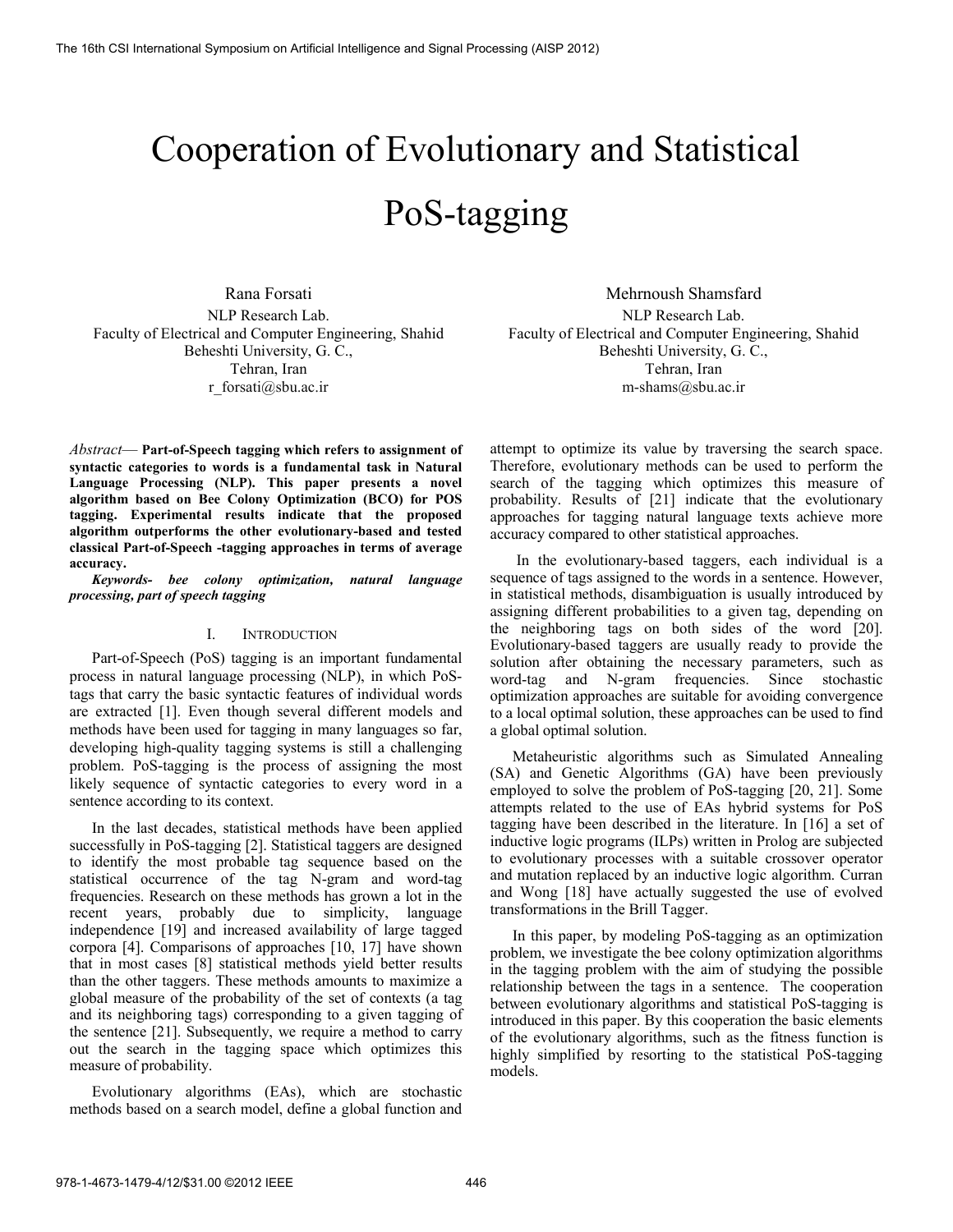# Cooperation of Evolutionary and Statistical PoS-tagging

Rana Forsati
NLP Research Lab.
Faculty of Electrical and Computer Engineering, Shahid Beheshti University, G. C.,
Tehran, Iran
r_forsati@sbu.ac.ir

Mehrnoush Shamsfard
NLP Research Lab.
Faculty of Electrical and Computer Engineering, Shahid Beheshti University, G. C.,
Tehran, Iran
m-shams@sbu.ac.ir

*Abstract*— **Part-of-Speech tagging which refers to assignment of syntactic categories to words is a fundamental task in Natural Language Processing (NLP). This paper presents a novel algorithm based on Bee Colony Optimization (BCO) for POS tagging. Experimental results indicate that the proposed algorithm outperforms the other evolutionary-based and tested classical Part-of-Speech -tagging approaches in terms of average accuracy.**

***Keywords- bee colony optimization, natural language processing, part of speech tagging***

## I. Introduction

Part-of-Speech (PoS) tagging is an important fundamental process in natural language processing (NLP), in which PoS-tags that carry the basic syntactic features of individual words are extracted [1]. Even though several different models and methods have been used for tagging in many languages so far, developing high-quality tagging systems is still a challenging problem. PoS-tagging is the process of assigning the most likely sequence of syntactic categories to every word in a sentence according to its context.

In the last decades, statistical methods have been applied successfully in PoS-tagging [2]. Statistical taggers are designed to identify the most probable tag sequence based on the statistical occurrence of the tag N-gram and word-tag frequencies. Research on these methods has grown a lot in the recent years, probably due to simplicity, language independence [19] and increased availability of large tagged corpora [4]. Comparisons of approaches [10, 17] have shown that in most cases [8] statistical methods yield better results than the other taggers. These methods amounts to maximize a global measure of the probability of the set of contexts (a tag and its neighboring tags) corresponding to a given tagging of the sentence [21]. Subsequently, we require a method to carry out the search in the tagging space which optimizes this measure of probability.

Evolutionary algorithms (EAs), which are stochastic methods based on a search model, define a global function and attempt to optimize its value by traversing the search space. Therefore, evolutionary methods can be used to perform the search of the tagging which optimizes this measure of probability. Results of [21] indicate that the evolutionary approaches for tagging natural language texts achieve more accuracy compared to other statistical approaches.

In the evolutionary-based taggers, each individual is a sequence of tags assigned to the words in a sentence. However, in statistical methods, disambiguation is usually introduced by assigning different probabilities to a given tag, depending on the neighboring tags on both sides of the word [20]. Evolutionary-based taggers are usually ready to provide the solution after obtaining the necessary parameters, such as word-tag and N-gram frequencies. Since stochastic optimization approaches are suitable for avoiding convergence to a local optimal solution, these approaches can be used to find a global optimal solution.

Metaheuristic algorithms such as Simulated Annealing (SA) and Genetic Algorithms (GA) have been previously employed to solve the problem of PoS-tagging [20, 21]. Some attempts related to the use of EAs hybrid systems for PoS tagging have been described in the literature. In [16] a set of inductive logic programs (ILPs) written in Prolog are subjected to evolutionary processes with a suitable crossover operator and mutation replaced by an inductive logic algorithm. Curran and Wong [18] have actually suggested the use of evolved transformations in the Brill Tagger.

In this paper, by modeling PoS-tagging as an optimization problem, we investigate the bee colony optimization algorithms in the tagging problem with the aim of studying the possible relationship between the tags in a sentence. The cooperation between evolutionary algorithms and statistical PoS-tagging is introduced in this paper. By this cooperation the basic elements of the evolutionary algorithms, such as the fitness function is highly simplified by resorting to the statistical PoS-tagging models.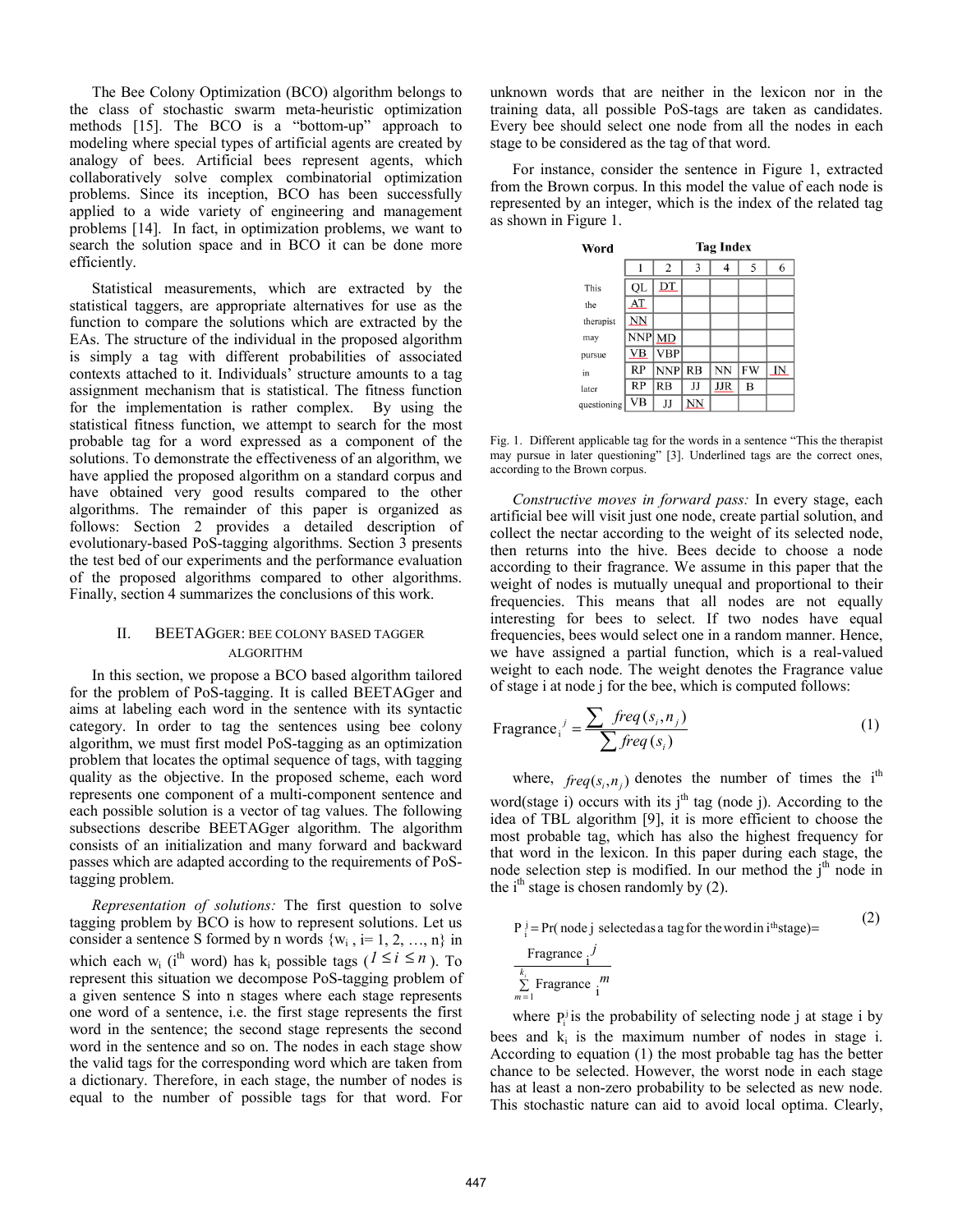The Bee Colony Optimization (BCO) algorithm belongs to the class of stochastic swarm meta-heuristic optimization methods [15]. The BCO is a "bottom-up" approach to modeling where special types of artificial agents are created by analogy of bees. Artificial bees represent agents, which collaboratively solve complex combinatorial optimization problems. Since its inception, BCO has been successfully applied to a wide variety of engineering and management problems [14]. In fact, in optimization problems, we want to search the solution space and in BCO it can be done more efficiently.

Statistical measurements, which are extracted by the statistical taggers, are appropriate alternatives for use as the function to compare the solutions which are extracted by the EAs. The structure of the individual in the proposed algorithm is simply a tag with different probabilities of associated contexts attached to it. Individuals' structure amounts to a tag assignment mechanism that is statistical. The fitness function for the implementation is rather complex. By using the statistical fitness function, we attempt to search for the most probable tag for a word expressed as a component of the solutions. To demonstrate the effectiveness of an algorithm, we have applied the proposed algorithm on a standard corpus and have obtained very good results compared to the other algorithms. The remainder of this paper is organized as follows: Section 2 provides a detailed description of evolutionary-based PoS-tagging algorithms. Section 3 presents the test bed of our experiments and the performance evaluation of the proposed algorithms compared to other algorithms. Finally, section 4 summarizes the conclusions of this work.

## II. BEETAGGER: BEE COLONY BASED TAGGER ALGORITHM

In this section, we propose a BCO based algorithm tailored for the problem of PoS-tagging. It is called BEETAGger and aims at labeling each word in the sentence with its syntactic category. In order to tag the sentences using bee colony algorithm, we must first model PoS-tagging as an optimization problem that locates the optimal sequence of tags, with tagging quality as the objective. In the proposed scheme, each word represents one component of a multi-component sentence and each possible solution is a vector of tag values. The following subsections describe BEETAGger algorithm. The algorithm consists of an initialization and many forward and backward passes which are adapted according to the requirements of PoS-tagging problem.

*Representation of solutions:* The first question to solve tagging problem by BCO is how to represent solutions. Let us consider a sentence S formed by n words $\{w_i$ , i= 1, 2, …, n$\}$ in which each $w_i$ (i[th] word) has $k_i$ possible tags ($1 \le i \le n$). To represent this situation we decompose PoS-tagging problem of a given sentence S into n stages where each stage represents one word of a sentence, i.e. the first stage represents the first word in the sentence; the second stage represents the second word in the sentence and so on. The nodes in each stage show the valid tags for the corresponding word which are taken from a dictionary. Therefore, in each stage, the number of nodes is equal to the number of possible tags for that word. For unknown words that are neither in the lexicon nor in the training data, all possible PoS-tags are taken as candidates. Every bee should select one node from all the nodes in each stage to be considered as the tag of that word.

For instance, consider the sentence in Figure 1, extracted from the Brown corpus. In this model the value of each node is represented by an integer, which is the index of the related tag as shown in Figure 1.

| Word | Tag Index | | | | | |
|---|---|---|---|---|---|---|
| | 1 | 2 | 3 | 4 | 5 | 6 |
| This | QL | DT | | | | |
| the | AT | | | | | |
| therapist | NN | | | | | |
| may | NNP | MD | | | | |
| pursue | VB | VBP | | | | |
| in | RP | NNP | RB | NN | FW | IN |
| later | RP | RB | JJ | JJR | B | |
| questioning | VB | JJ | NN | | | |

Fig. 1. Different applicable tag for the words in a sentence "This the therapist may pursue in later questioning" [3]. Underlined tags are the correct ones, according to the Brown corpus.

*Constructive moves in forward pass:* In every stage, each artificial bee will visit just one node, create partial solution, and collect the nectar according to the weight of its selected node, then returns into the hive. Bees decide to choose a node according to their fragrance. We assume in this paper that the weight of nodes is mutually unequal and proportional to their frequencies. This means that all nodes are not equally interesting for bees to select. If two nodes have equal frequencies, bees would select one in a random manner. Hence, we have assigned a partial function, which is a real-valued weight to each node. The weight denotes the Fragrance value of stage i at node j for the bee, which is computed follows:

$$\text{Fragrance}_i^{\,j} = \frac{\sum freq(s_i, n_j)}{\sum freq(s_i)} \tag{1}$$

where, $freq(s_i, n_j)$ denotes the number of times the i[th] word(stage i) occurs with its j[th] tag (node j). According to the idea of TBL algorithm [9], it is more efficient to choose the most probable tag, which has also the highest frequency for that word in the lexicon. In this paper during each stage, the node selection step is modified. In our method the j[th] node in the i[th] stage is chosen randomly by (2).

$$P_i^j = \Pr(\text{node j selected as a tag for the word in i}^{\text{th}}\text{stage}) = \frac{\text{Fragrance}_i^{\,j}}{\sum_{m=1}^{k_i} \text{Fragrance}_i^{\,m}} \tag{2}$$

where $P_i^j$ is the probability of selecting node j at stage i by bees and $k_i$ is the maximum number of nodes in stage i. According to equation (1) the most probable tag has the better chance to be selected. However, the worst node in each stage has at least a non-zero probability to be selected as new node. This stochastic nature can aid to avoid local optima. Clearly,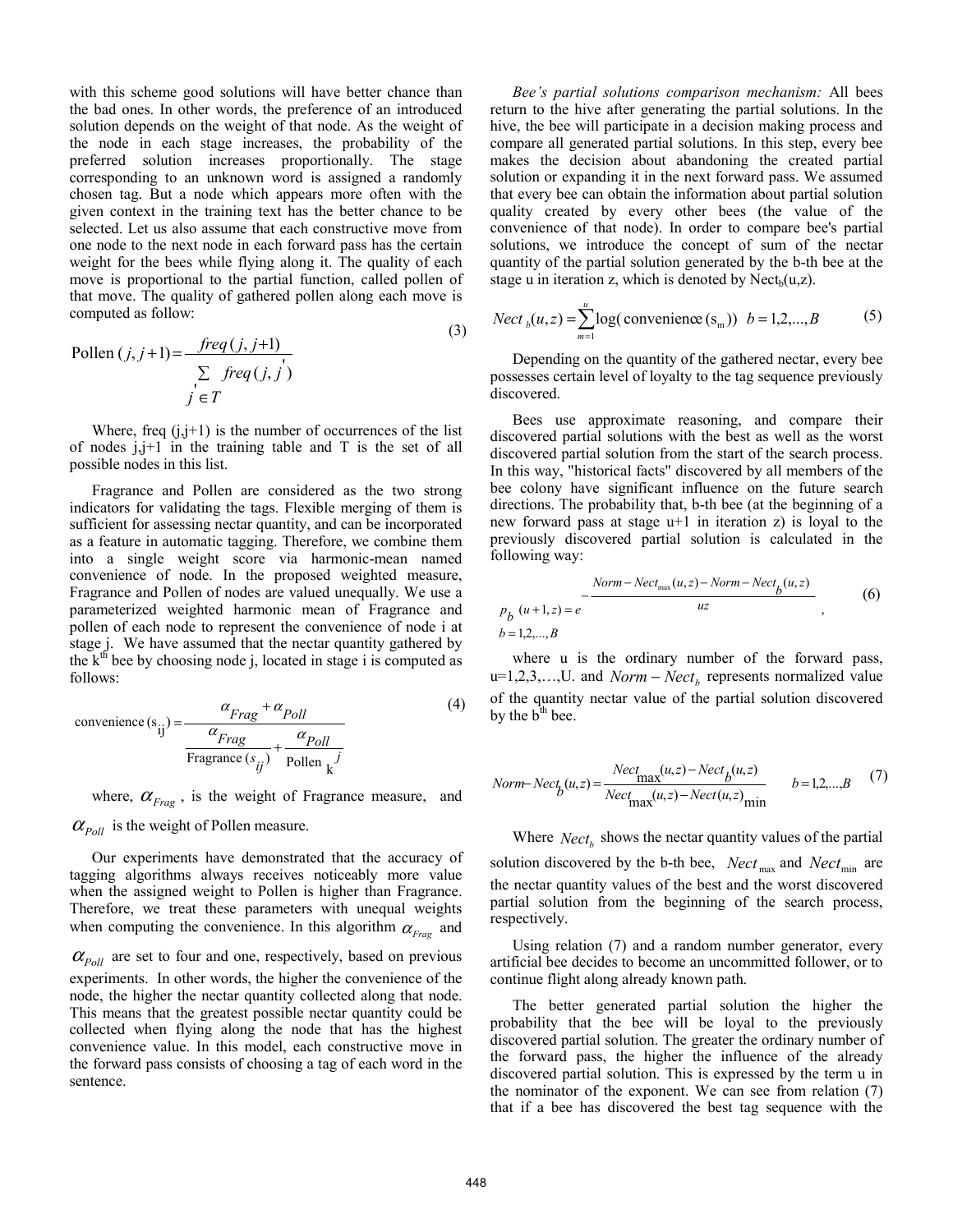with this scheme good solutions will have better chance than the bad ones. In other words, the preference of an introduced solution depends on the weight of that node. As the weight of the node in each stage increases, the probability of the preferred solution increases proportionally. The stage corresponding to an unknown word is assigned a randomly chosen tag. But a node which appears more often with the given context in the training text has the better chance to be selected. Let us also assume that each constructive move from one node to the next node in each forward pass has the certain weight for the bees while flying along it. The quality of each move is proportional to the partial function, called pollen of that move. The quality of gathered pollen along each move is computed as follow:

$$\text{Pollen}(j, j+1) = \frac{freq(j, j+1)}{\sum_{j' \in T} freq(j, j')} \tag{3}$$

Where, freq (j,j+1) is the number of occurrences of the list of nodes j,j+1 in the training table and T is the set of all possible nodes in this list.

Fragrance and Pollen are considered as the two strong indicators for validating the tags. Flexible merging of them is sufficient for assessing nectar quantity, and can be incorporated as a feature in automatic tagging. Therefore, we combine them into a single weight score via harmonic-mean named convenience of node. In the proposed weighted measure, Fragrance and Pollen of nodes are valued unequally. We use a parameterized weighted harmonic mean of Fragrance and pollen of each node to represent the convenience of node i at stage j. We have assumed that the nectar quantity gathered by the k[th] bee by choosing node j, located in stage i is computed as follows:

$$\text{convenience}(s_{ij}) = \frac{\alpha_{Frag} + \alpha_{Poll}}{\dfrac{\alpha_{Frag}}{\text{Fragrance}(s_{ij})} + \dfrac{\alpha_{Poll}}{\text{Pollen}_{k}^{\,j}}} \tag{4}$$

where, $\alpha_{Frag}$, is the weight of Fragrance measure, and $\alpha_{Poll}$ is the weight of Pollen measure.

Our experiments have demonstrated that the accuracy of tagging algorithms always receives noticeably more value when the assigned weight to Pollen is higher than Fragrance. Therefore, we treat these parameters with unequal weights when computing the convenience. In this algorithm $\alpha_{Frag}$ and $\alpha_{Poll}$ are set to four and one, respectively, based on previous experiments. In other words, the higher the convenience of the node, the higher the nectar quantity collected along that node. This means that the greatest possible nectar quantity could be collected when flying along the node that has the highest convenience value. In this model, each constructive move in the forward pass consists of choosing a tag of each word in the sentence.

*Bee's partial solutions comparison mechanism:* All bees return to the hive after generating the partial solutions. In the hive, the bee will participate in a decision making process and compare all generated partial solutions. In this step, every bee makes the decision about abandoning the created partial solution or expanding it in the next forward pass. We assumed that every bee can obtain the information about partial solution quality created by every other bees (the value of the convenience of that node). In order to compare bee's partial solutions, we introduce the concept of sum of the nectar quantity of the partial solution generated by the b-th bee at the stage u in iteration z, which is denoted by $Nect_b(u,z)$.

$$Nect_b(u,z) = \sum_{m=1}^{u} \log(\text{convenience}(s_m)) \quad b = 1,2,...,B \tag{5}$$

Depending on the quantity of the gathered nectar, every bee possesses certain level of loyalty to the tag sequence previously discovered.

Bees use approximate reasoning, and compare their discovered partial solutions with the best as well as the worst discovered partial solution from the start of the search process. In this way, "historical facts" discovered by all members of the bee colony have significant influence on the future search directions. The probability that, b-th bee (at the beginning of a new forward pass at stage u+1 in iteration z) is loyal to the previously discovered partial solution is calculated in the following way:

$$p_b(u+1, z) = e^{-\frac{Norm-Nect_{\max}(u,z) - Norm-Nect_b(u,z)}{uz}}, \quad b = 1,2,...,B \tag{6}$$

where u is the ordinary number of the forward pass, u=1,2,3,…,U. and $Norm-Nect_b$ represents normalized value of the quantity nectar value of the partial solution discovered by the b[th] bee.

$$Norm-Nect_b(u,z) = \frac{Nect_{\max}(u,z) - Nect_b(u,z)}{Nect_{\max}(u,z) - Nect(u,z)_{\min}} \qquad b = 1,2,...,B \tag{7}$$

Where $Nect_b$ shows the nectar quantity values of the partial solution discovered by the b-th bee, $Nect_{\max}$ and $Nect_{\min}$ are the nectar quantity values of the best and the worst discovered partial solution from the beginning of the search process, respectively.

Using relation (7) and a random number generator, every artificial bee decides to become an uncommitted follower, or to continue flight along already known path.

The better generated partial solution the higher the probability that the bee will be loyal to the previously discovered partial solution. The greater the ordinary number of the forward pass, the higher the influence of the already discovered partial solution. This is expressed by the term u in the nominator of the exponent. We can see from relation (7) that if a bee has discovered the best tag sequence with the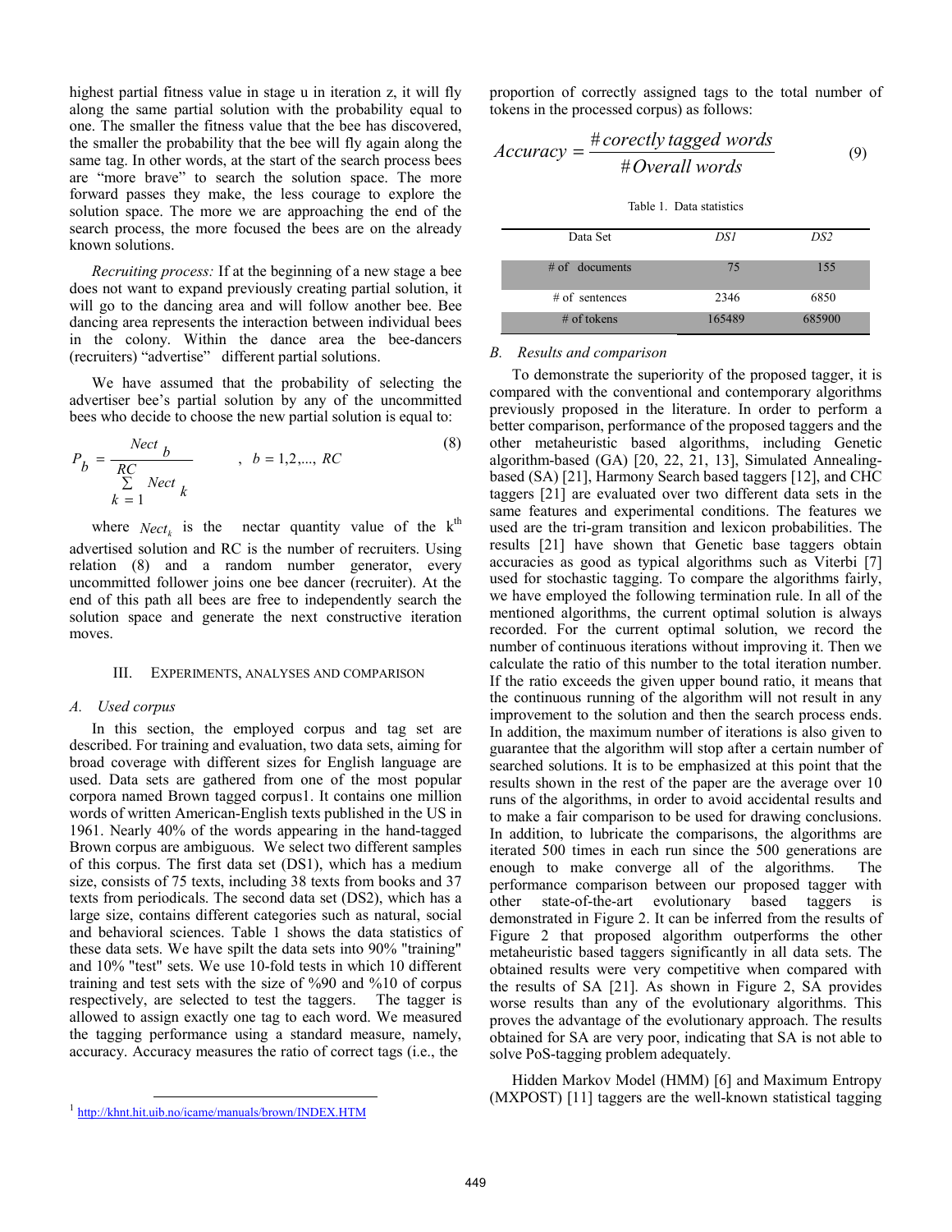highest partial fitness value in stage u in iteration z, it will fly along the same partial solution with the probability equal to one. The smaller the fitness value that the bee has discovered, the smaller the probability that the bee will fly again along the same tag. In other words, at the start of the search process bees are "more brave" to search the solution space. The more forward passes they make, the less courage to explore the solution space. The more we are approaching the end of the search process, the more focused the bees are on the already known solutions.

*Recruiting process:* If at the beginning of a new stage a bee does not want to expand previously creating partial solution, it will go to the dancing area and will follow another bee. Bee dancing area represents the interaction between individual bees in the colony. Within the dance area the bee-dancers (recruiters) "advertise" different partial solutions.

We have assumed that the probability of selecting the advertiser bee's partial solution by any of the uncommitted bees who decide to choose the new partial solution is equal to:

$$P_b = \frac{Nect_b}{\sum_{k=1}^{RC} Nect_k} \quad , \; b = 1,2,..., RC \tag{8}$$

where $Nect_k$ is the nectar quantity value of the k[th] advertised solution and RC is the number of recruiters. Using relation (8) and a random number generator, every uncommitted follower joins one bee dancer (recruiter). At the end of this path all bees are free to independently search the solution space and generate the next constructive iteration moves.

## III. Experiments, Analyses and Comparison

### A. Used corpus

In this section, the employed corpus and tag set are described. For training and evaluation, two data sets, aiming for broad coverage with different sizes for English language are used. Data sets are gathered from one of the most popular corpora named Brown tagged corpus1. It contains one million words of written American-English texts published in the US in 1961. Nearly 40% of the words appearing in the hand-tagged Brown corpus are ambiguous. We select two different samples of this corpus. The first data set (DS1), which has a medium size, consists of 75 texts, including 38 texts from books and 37 texts from periodicals. The second data set (DS2), which has a large size, contains different categories such as natural, social and behavioral sciences. Table 1 shows the data statistics of these data sets. We have spilt the data sets into 90% "training" and 10% "test" sets. We use 10-fold tests in which 10 different training and test sets with the size of %90 and %10 of corpus respectively, are selected to test the taggers. The tagger is allowed to assign exactly one tag to each word. We measured the tagging performance using a standard measure, namely, accuracy. Accuracy measures the ratio of correct tags (i.e., the proportion of correctly assigned tags to the total number of tokens in the processed corpus) as follows:

$$Accuracy = \frac{\#\,corectly\ tagged\ words}{\#\,Overall\ words} \tag{9}$$

Table 1. Data statistics

| Data Set | *DS1* | *DS2* |
|---|---|---|
| # of documents | 75 | 155 |
| # of sentences | 2346 | 6850 |
| # of tokens | 165489 | 685900 |

### B. Results and comparison

To demonstrate the superiority of the proposed tagger, it is compared with the conventional and contemporary algorithms previously proposed in the literature. In order to perform a better comparison, performance of the proposed taggers and the other metaheuristic based algorithms, including Genetic algorithm-based (GA) [20, 22, 21, 13], Simulated Annealing-based (SA) [21], Harmony Search based taggers [12], and CHC taggers [21] are evaluated over two different data sets in the same features and experimental conditions. The features we used are the tri-gram transition and lexicon probabilities. The results [21] have shown that Genetic base taggers obtain accuracies as good as typical algorithms such as Viterbi [7] used for stochastic tagging. To compare the algorithms fairly, we have employed the following termination rule. In all of the mentioned algorithms, the current optimal solution is always recorded. For the current optimal solution, we record the number of continuous iterations without improving it. Then we calculate the ratio of this number to the total iteration number. If the ratio exceeds the given upper bound ratio, it means that the continuous running of the algorithm will not result in any improvement to the solution and then the search process ends. In addition, the maximum number of iterations is also given to guarantee that the algorithm will stop after a certain number of searched solutions. It is to be emphasized at this point that the results shown in the rest of the paper are the average over 10 runs of the algorithms, in order to avoid accidental results and to make a fair comparison to be used for drawing conclusions. In addition, to lubricate the comparisons, the algorithms are iterated 500 times in each run since the 500 generations are enough to make converge all of the algorithms. The performance comparison between our proposed tagger with other state-of-the-art evolutionary based taggers is demonstrated in Figure 2. It can be inferred from the results of Figure 2 that proposed algorithm outperforms the other metaheuristic based taggers significantly in all data sets. The obtained results were very competitive when compared with the results of SA [21]. As shown in Figure 2, SA provides worse results than any of the evolutionary algorithms. This proves the advantage of the evolutionary approach. The results obtained for SA are very poor, indicating that SA is not able to solve PoS-tagging problem adequately.

Hidden Markov Model (HMM) [6] and Maximum Entropy (MXPOST) [11] taggers are the well-known statistical tagging

[1] http://khnt.hit.uib.no/icame/manuals/brown/INDEX.HTM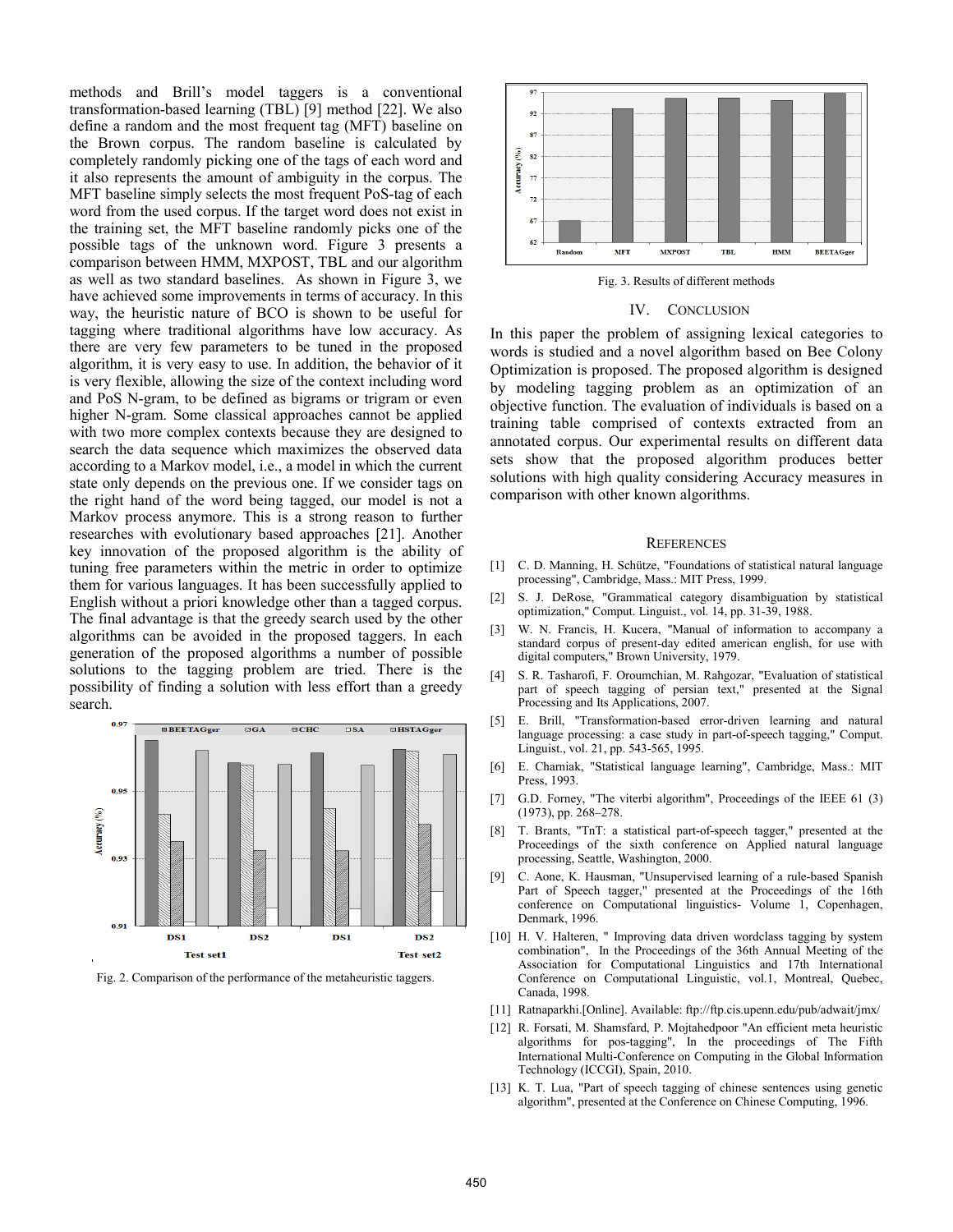methods and Brill's model taggers is a conventional transformation-based learning (TBL) [9] method [22]. We also define a random and the most frequent tag (MFT) baseline on the Brown corpus. The random baseline is calculated by completely randomly picking one of the tags of each word and it also represents the amount of ambiguity in the corpus. The MFT baseline simply selects the most frequent PoS-tag of each word from the used corpus. If the target word does not exist in the training set, the MFT baseline randomly picks one of the possible tags of the unknown word. Figure 3 presents a comparison between HMM, MXPOST, TBL and our algorithm as well as two standard baselines. As shown in Figure 3, we have achieved some improvements in terms of accuracy. In this way, the heuristic nature of BCO is shown to be useful for tagging where traditional algorithms have low accuracy. As there are very few parameters to be tuned in the proposed algorithm, it is very easy to use. In addition, the behavior of it is very flexible, allowing the size of the context including word and PoS N-gram, to be defined as bigrams or trigram or even higher N-gram. Some classical approaches cannot be applied with two more complex contexts because they are designed to search the data sequence which maximizes the observed data according to a Markov model, i.e., a model in which the current state only depends on the previous one. If we consider tags on the right hand of the word being tagged, our model is not a Markov process anymore. This is a strong reason to further researches with evolutionary based approaches [21]. Another key innovation of the proposed algorithm is the ability of tuning free parameters within the metric in order to optimize them for various languages. It has been successfully applied to English without a priori knowledge other than a tagged corpus. The final advantage is that the greedy search used by the other algorithms can be avoided in the proposed taggers. In each generation of the proposed algorithms a number of possible solutions to the tagging problem are tried. There is the possibility of finding a solution with less effort than a greedy search.

Fig. 2. Comparison of the performance of the metaheuristic taggers.

Fig. 3. Results of different methods

## IV. Conclusion

In this paper the problem of assigning lexical categories to words is studied and a novel algorithm based on Bee Colony Optimization is proposed. The proposed algorithm is designed by modeling tagging problem as an optimization of an objective function. The evaluation of individuals is based on a training table comprised of contexts extracted from an annotated corpus. Our experimental results on different data sets show that the proposed algorithm produces better solutions with high quality considering Accuracy measures in comparison with other known algorithms.

## References

[1] C. D. Manning, H. Schütze, "Foundations of statistical natural language processing", Cambridge, Mass.: MIT Press, 1999.

[2] S. J. DeRose, "Grammatical category disambiguation by statistical optimization," Comput. Linguist., vol. 14, pp. 31-39, 1988.

[3] W. N. Francis, H. Kucera, "Manual of information to accompany a standard corpus of present-day edited american english, for use with digital computers," Brown University, 1979.

[4] S. R. Tasharofi, F. Oroumchian, M. Rahgozar, "Evaluation of statistical part of speech tagging of persian text," presented at the Signal Processing and Its Applications, 2007.

[5] E. Brill, "Transformation-based error-driven learning and natural language processing: a case study in part-of-speech tagging," Comput. Linguist., vol. 21, pp. 543-565, 1995.

[6] E. Charniak, "Statistical language learning", Cambridge, Mass.: MIT Press, 1993.

[7] G.D. Forney, "The viterbi algorithm", Proceedings of the IEEE 61 (3) (1973), pp. 268–278.

[8] T. Brants, "TnT: a statistical part-of-speech tagger," presented at the Proceedings of the sixth conference on Applied natural language processing, Seattle, Washington, 2000.

[9] C. Aone, K. Hausman, "Unsupervised learning of a rule-based Spanish Part of Speech tagger," presented at the Proceedings of the 16th conference on Computational linguistics- Volume 1, Copenhagen, Denmark, 1996.

[10] H. V. Halteren, " Improving data driven wordclass tagging by system combination", In the Proceedings of the 36th Annual Meeting of the Association for Computational Linguistics and 17th International Conference on Computational Linguistic, vol.1, Montreal, Quebec, Canada, 1998.

[11] Ratnaparkhi.[Online]. Available: ftp://ftp.cis.upenn.edu/pub/adwait/jmx/

[12] R. Forsati, M. Shamsfard, P. Mojtahedpoor "An efficient meta heuristic algorithms for pos-tagging", In the proceedings of The Fifth International Multi-Conference on Computing in the Global Information Technology (ICCGI), Spain, 2010.

[13] K. T. Lua, "Part of speech tagging of chinese sentences using genetic algorithm", presented at the Conference on Chinese Computing, 1996.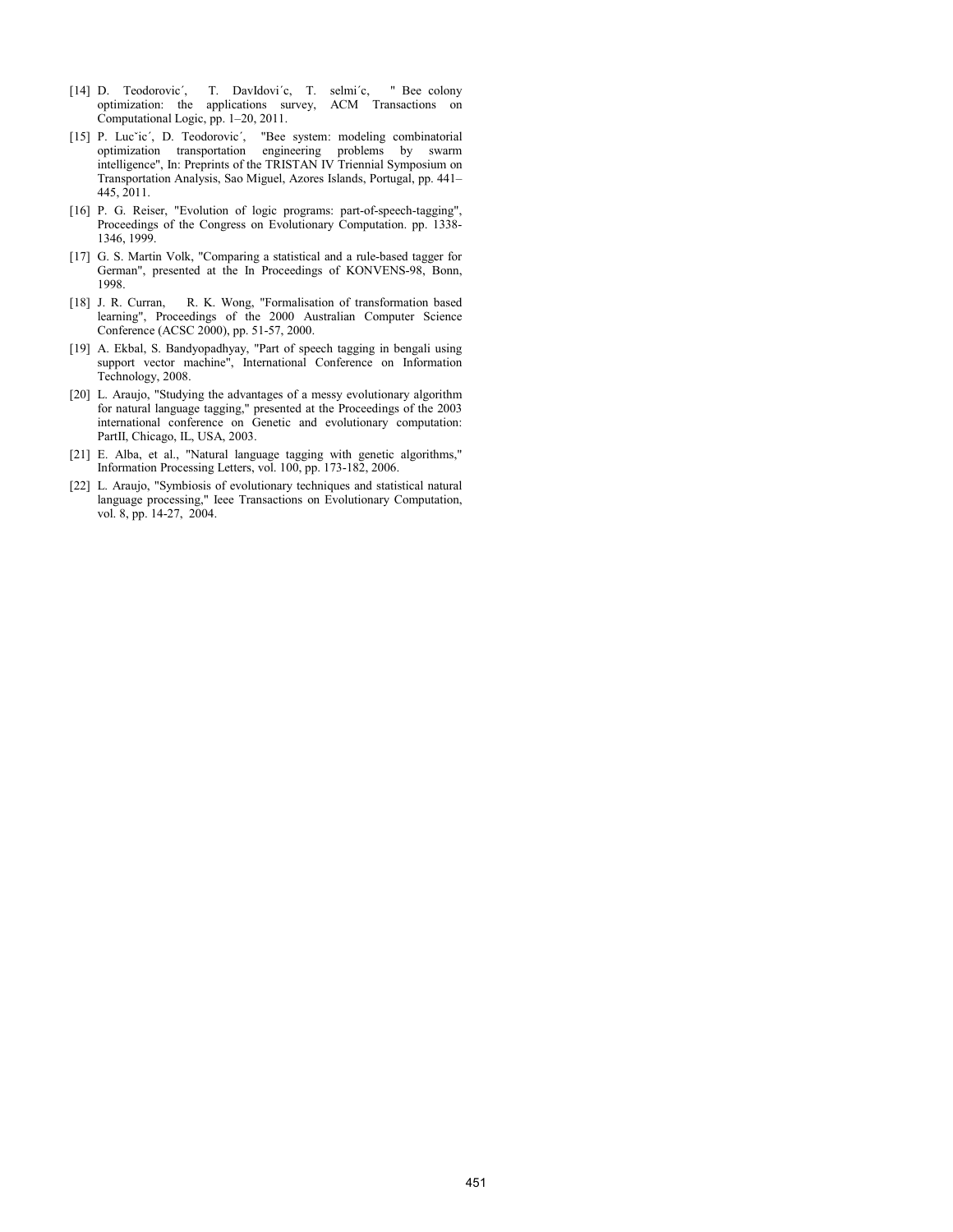[14] D. Teodorovic´, T. DavIdovi´c, T. selmi´c, " Bee colony optimization: the applications survey, ACM Transactions on Computational Logic, pp. 1–20, 2011.

[15] P. Luc˘ic´, D. Teodorovic´, "Bee system: modeling combinatorial optimization transportation engineering problems by swarm intelligence", In: Preprints of the TRISTAN IV Triennial Symposium on Transportation Analysis, Sao Miguel, Azores Islands, Portugal, pp. 441–445, 2011.

[16] P. G. Reiser, "Evolution of logic programs: part-of-speech-tagging", Proceedings of the Congress on Evolutionary Computation. pp. 1338-1346, 1999.

[17] G. S. Martin Volk, "Comparing a statistical and a rule-based tagger for German", presented at the In Proceedings of KONVENS-98, Bonn, 1998.

[18] J. R. Curran, R. K. Wong, "Formalisation of transformation based learning", Proceedings of the 2000 Australian Computer Science Conference (ACSC 2000), pp. 51-57, 2000.

[19] A. Ekbal, S. Bandyopadhyay, "Part of speech tagging in bengali using support vector machine", International Conference on Information Technology, 2008.

[20] L. Araujo, "Studying the advantages of a messy evolutionary algorithm for natural language tagging," presented at the Proceedings of the 2003 international conference on Genetic and evolutionary computation: PartII, Chicago, IL, USA, 2003.

[21] E. Alba, et al., "Natural language tagging with genetic algorithms," Information Processing Letters, vol. 100, pp. 173-182, 2006.

[22] L. Araujo, "Symbiosis of evolutionary techniques and statistical natural language processing," Ieee Transactions on Evolutionary Computation, vol. 8, pp. 14-27, 2004.